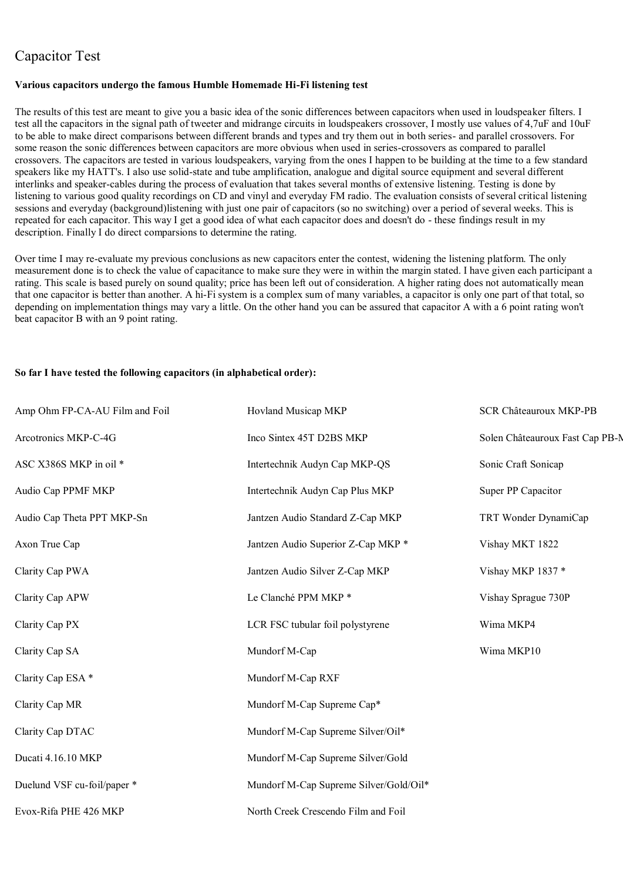# Capacitor Test

**Various capacitors undergo the famous Humble Homemade Hi-Fi listening test**

The results of this test are meant to give you a basic idea of the sonic differences between capacitors when used in loudspeaker filters. I test all the capacitors in the signal path of tweeter and midrange circuits in loudspeakers crossover, I mostly use values of 4,7uF and 10uF to be able to make direct comparisons between different brands and types and try them out in both series- and parallel crossovers. For some reason the sonic differences between capacitors are more obvious when used in series-crossovers as compared to parallel crossovers. The capacitors are tested in various loudspeakers, varying from the ones I happen to be building at the time to a few standard speakers like my HATT's. I also use solid-state and tube amplification, analogue and digital source equipment and several different interlinks and speaker-cables during the process of evaluation that takes several months of extensive listening. Testing is done by listening to various good quality recordings on CD and vinyl and everyday FM radio. The evaluation consists of several critical listening sessions and everyday (background)listening with just one pair of capacitors (so no switching) over a period of several weeks. This is repeated for each capacitor. This way I get a good idea of what each capacitor does and doesn't do - these findings result in my description. Finally I do direct comparsions to determine the rating.

Over time I may re-evaluate my previous conclusions as new capacitors enter the contest, widening the listening platform. The only measurement done is to check the value of capacitance to make sure they were in within the margin stated. I have given each participant a rating. This scale is based purely on sound quality; price has been left out of consideration. A higher rating does not automatically mean that one capacitor is better than another. A hi-Fi system is a complex sum of many variables, a capacitor is only one part of that total, so depending on implementation things may vary a little. On the other hand you can be assured that capacitor A with a 6 point rating won't beat capacitor B with an 9 point rating.

**So far I have tested the following capacitors (in alphabetical order):**

- Amp Ohm FP-CA-AU Film and Foil
- Arcotronics MKP-C-4G
- ASC X386S MKP in oil *
- Audio Cap PPMF MKP
- Audio Cap Theta PPT MKP-Sn
- Axon True Cap
- Clarity Cap PWA
- Clarity Cap APW
- Clarity Cap PX
- Clarity Cap SA
- Clarity Cap ESA *
- Clarity Cap MR
- Clarity Cap DTAC
- Ducati 4.16.10 MKP
- Duelund VSF cu-foil/paper *
- Evox-Rifa PHE 426 MKP
- Hovland Musicap MKP
- Inco Sintex 45T D2BS MKP
- Intertechnik Audyn Cap MKP-QS
- Intertechnik Audyn Cap Plus MKP
- Jantzen Audio Standard Z-Cap MKP
- Jantzen Audio Superior Z-Cap MKP *
- Jantzen Audio Silver Z-Cap MKP
- Le Clanché PPM MKP *
- LCR FSC tubular foil polystyrene
- Mundorf M-Cap
- Mundorf M-Cap RXF
- Mundorf M-Cap Supreme Cap*
- Mundorf M-Cap Supreme Silver/Oil*
- Mundorf M-Cap Supreme Silver/Gold
- Mundorf M-Cap Supreme Silver/Gold/Oil*
- North Creek Crescendo Film and Foil
- SCR Châteauroux MKP-PB
- Solen Châteauroux Fast Cap PB-M
- Sonic Craft Sonicap
- Super PP Capacitor
- TRT Wonder DynamiCap
- Vishay MKT 1822
- Vishay MKP 1837 *
- Vishay Sprague 730P
- Wima MKP4
- Wima MKP10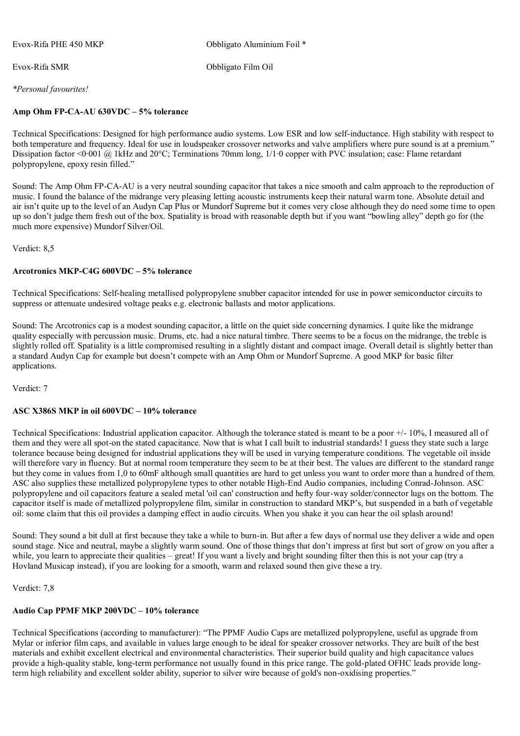| | |
|---|---|
| Evox-Rifa PHE 450 MKP | Obbligato Aluminium Foil * |
| Evox-Rifa SMR | Obbligato Film Oil |

*\*Personal favourites!*

**Amp Ohm FP-CA-AU 630VDC – 5% tolerance**

Technical Specifications: Designed for high performance audio systems. Low ESR and low self-inductance. High stability with respect to both temperature and frequency. Ideal for use in loudspeaker crossover networks and valve amplifiers where pure sound is at a premium." Dissipation factor <0·001 @ 1kHz and 20°C; Terminations 70mm long, 1/1·0 copper with PVC insulation; case: Flame retardant polypropylene, epoxy resin filled."

Sound: The Amp Ohm FP-CA-AU is a very neutral sounding capacitor that takes a nice smooth and calm approach to the reproduction of music. I found the balance of the midrange very pleasing letting acoustic instruments keep their natural warm tone. Absolute detail and air isn't quite up to the level of an Audyn Cap Plus or Mundorf Supreme but it comes very close although they do need some time to open up so don't judge them fresh out of the box. Spatiality is broad with reasonable depth but if you want "bowling alley" depth go for (the much more expensive) Mundorf Silver/Oil.

Verdict: 8,5

**Arcotronics MKP-C4G 600VDC – 5% tolerance**

Technical Specifications: Self-healing metallised polypropylene snubber capacitor intended for use in power semiconductor circuits to suppress or attenuate undesired voltage peaks e.g. electronic ballasts and motor applications.

Sound: The Arcotronics cap is a modest sounding capacitor, a little on the quiet side concerning dynamics. I quite like the midrange quality especially with percussion music. Drums, etc. had a nice natural timbre. There seems to be a focus on the midrange, the treble is slightly rolled off. Spatiality is a little compromised resulting in a slightly distant and compact image. Overall detail is slightly better than a standard Audyn Cap for example but doesn't compete with an Amp Ohm or Mundorf Supreme. A good MKP for basic filter applications.

Verdict: 7

**ASC X386S MKP in oil 600VDC – 10% tolerance**

Technical Specifications: Industrial application capacitor. Although the tolerance stated is meant to be a poor +/- 10%, I measured all of them and they were all spot-on the stated capacitance. Now that is what I call built to industrial standards! I guess they state such a large tolerance because being designed for industrial applications they will be used in varying temperature conditions. The vegetable oil inside will therefore vary in fluency. But at normal room temperature they seem to be at their best. The values are different to the standard range but they come in values from 1,0 to 60mF although small quantities are hard to get unless you want to order more than a hundred of them. ASC also supplies these metallized polypropylene types to other notable High-End Audio companies, including Conrad-Johnson. ASC polypropylene and oil capacitors feature a sealed metal 'oil can' construction and hefty four-way solder/connector lugs on the bottom. The capacitor itself is made of metallized polypropylene film, similar in construction to standard MKP's, but suspended in a bath of vegetable oil: some claim that this oil provides a damping effect in audio circuits. When you shake it you can hear the oil splash around!

Sound: They sound a bit dull at first because they take a while to burn-in. But after a few days of normal use they deliver a wide and open sound stage. Nice and neutral, maybe a slightly warm sound. One of those things that don't impress at first but sort of grow on you after a while, you learn to appreciate their qualities – great! If you want a lively and bright sounding filter then this is not your cap (try a Hovland Musicap instead), if you are looking for a smooth, warm and relaxed sound then give these a try.

Verdict: 7,8

**Audio Cap PPMF MKP 200VDC – 10% tolerance**

Technical Specifications (according to manufacturer): "The PPMF Audio Caps are metallized polypropylene, useful as upgrade from Mylar or inferior film caps, and available in values large enough to be ideal for speaker crossover networks. They are built of the best materials and exhibit excellent electrical and environmental characteristics. Their superior build quality and high capacitance values provide a high-quality stable, long-term performance not usually found in this price range. The gold-plated OFHC leads provide long-term high reliability and excellent solder ability, superior to silver wire because of gold's non-oxidising properties."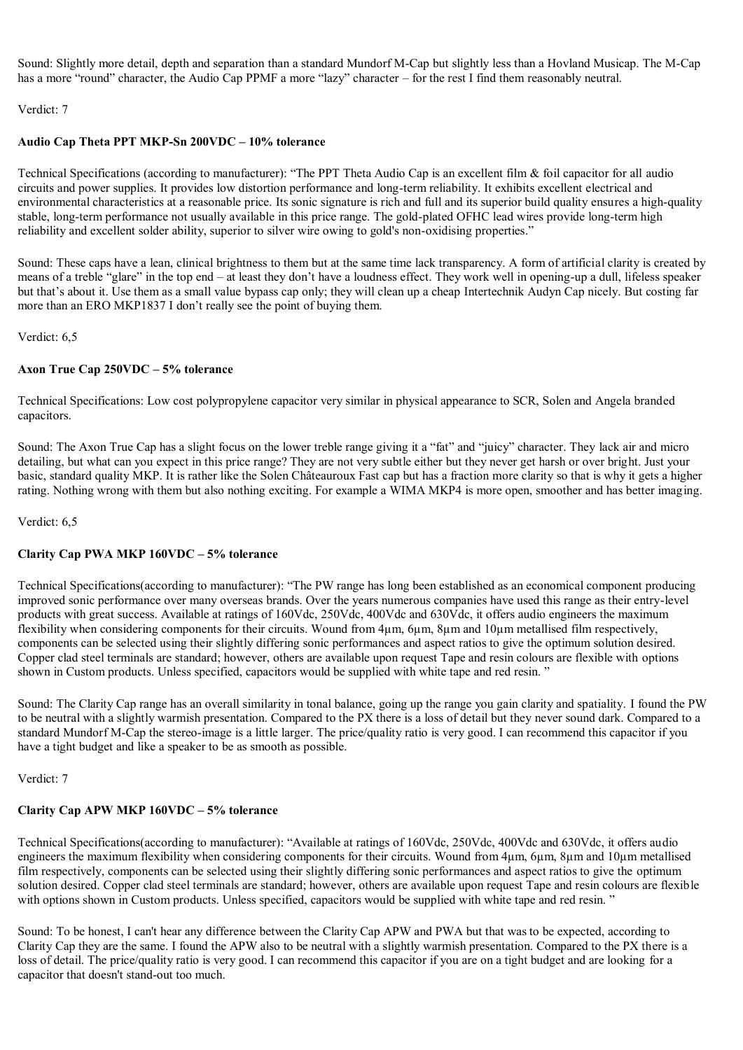Sound: Slightly more detail, depth and separation than a standard Mundorf M-Cap but slightly less than a Hovland Musicap. The M-Cap has a more "round" character, the Audio Cap PPMF a more "lazy" character – for the rest I find them reasonably neutral.

Verdict: 7

**Audio Cap Theta PPT MKP-Sn 200VDC – 10% tolerance**

Technical Specifications (according to manufacturer): "The PPT Theta Audio Cap is an excellent film & foil capacitor for all audio circuits and power supplies. It provides low distortion performance and long-term reliability. It exhibits excellent electrical and environmental characteristics at a reasonable price. Its sonic signature is rich and full and its superior build quality ensures a high-quality stable, long-term performance not usually available in this price range. The gold-plated OFHC lead wires provide long-term high reliability and excellent solder ability, superior to silver wire owing to gold's non-oxidising properties."

Sound: These caps have a lean, clinical brightness to them but at the same time lack transparency. A form of artificial clarity is created by means of a treble "glare" in the top end – at least they don't have a loudness effect. They work well in opening-up a dull, lifeless speaker but that's about it. Use them as a small value bypass cap only; they will clean up a cheap Intertechnik Audyn Cap nicely. But costing far more than an ERO MKP1837 I don't really see the point of buying them.

Verdict: 6,5

**Axon True Cap 250VDC – 5% tolerance**

Technical Specifications: Low cost polypropylene capacitor very similar in physical appearance to SCR, Solen and Angela branded capacitors.

Sound: The Axon True Cap has a slight focus on the lower treble range giving it a "fat" and "juicy" character. They lack air and micro detailing, but what can you expect in this price range? They are not very subtle either but they never get harsh or over bright. Just your basic, standard quality MKP. It is rather like the Solen Châteauroux Fast cap but has a fraction more clarity so that is why it gets a higher rating. Nothing wrong with them but also nothing exciting. For example a WIMA MKP4 is more open, smoother and has better imaging.

Verdict: 6,5

**Clarity Cap PWA MKP 160VDC – 5% tolerance**

Technical Specifications(according to manufacturer): "The PW range has long been established as an economical component producing improved sonic performance over many overseas brands. Over the years numerous companies have used this range as their entry-level products with great success. Available at ratings of 160Vdc, 250Vdc, 400Vdc and 630Vdc, it offers audio engineers the maximum flexibility when considering components for their circuits. Wound from 4µm, 6µm, 8µm and 10µm metallised film respectively, components can be selected using their slightly differing sonic performances and aspect ratios to give the optimum solution desired. Copper clad steel terminals are standard; however, others are available upon request Tape and resin colours are flexible with options shown in Custom products. Unless specified, capacitors would be supplied with white tape and red resin. "

Sound: The Clarity Cap range has an overall similarity in tonal balance, going up the range you gain clarity and spatiality. I found the PW to be neutral with a slightly warmish presentation. Compared to the PX there is a loss of detail but they never sound dark. Compared to a standard Mundorf M-Cap the stereo-image is a little larger. The price/quality ratio is very good. I can recommend this capacitor if you have a tight budget and like a speaker to be as smooth as possible.

Verdict: 7

**Clarity Cap APW MKP 160VDC – 5% tolerance**

Technical Specifications(according to manufacturer): "Available at ratings of 160Vdc, 250Vdc, 400Vdc and 630Vdc, it offers audio engineers the maximum flexibility when considering components for their circuits. Wound from 4µm, 6µm, 8µm and 10µm metallised film respectively, components can be selected using their slightly differing sonic performances and aspect ratios to give the optimum solution desired. Copper clad steel terminals are standard; however, others are available upon request Tape and resin colours are flexible with options shown in Custom products. Unless specified, capacitors would be supplied with white tape and red resin. "

Sound: To be honest, I can't hear any difference between the Clarity Cap APW and PWA but that was to be expected, according to Clarity Cap they are the same. I found the APW also to be neutral with a slightly warmish presentation. Compared to the PX there is a loss of detail. The price/quality ratio is very good. I can recommend this capacitor if you are on a tight budget and are looking for a capacitor that doesn't stand-out too much.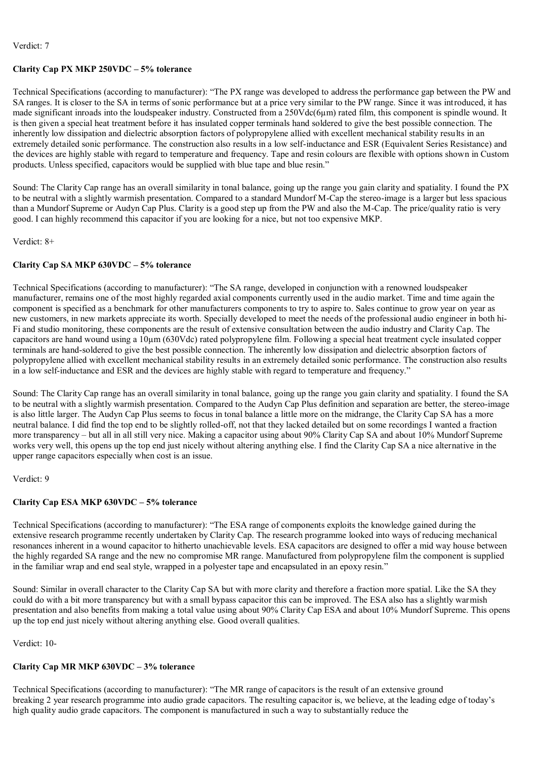Verdict: 7

**Clarity Cap PX MKP 250VDC – 5% tolerance**

Technical Specifications (according to manufacturer): “The PX range was developed to address the performance gap between the PW and SA ranges. It is closer to the SA in terms of sonic performance but at a price very similar to the PW range. Since it was introduced, it has made significant inroads into the loudspeaker industry. Constructed from a 250Vdc(6μm) rated film, this component is spindle wound. It is then given a special heat treatment before it has insulated copper terminals hand soldered to give the best possible connection. The inherently low dissipation and dielectric absorption factors of polypropylene allied with excellent mechanical stability results in an extremely detailed sonic performance. The construction also results in a low self-inductance and ESR (Equivalent Series Resistance) and the devices are highly stable with regard to temperature and frequency. Tape and resin colours are flexible with options shown in Custom products. Unless specified, capacitors would be supplied with blue tape and blue resin.”

Sound: The Clarity Cap range has an overall similarity in tonal balance, going up the range you gain clarity and spatiality. I found the PX to be neutral with a slightly warmish presentation. Compared to a standard Mundorf M-Cap the stereo-image is a larger but less spacious than a Mundorf Supreme or Audyn Cap Plus. Clarity is a good step up from the PW and also the M-Cap. The price/quality ratio is very good. I can highly recommend this capacitor if you are looking for a nice, but not too expensive MKP.

Verdict: 8+

**Clarity Cap SA MKP 630VDC – 5% tolerance**

Technical Specifications (according to manufacturer): “The SA range, developed in conjunction with a renowned loudspeaker manufacturer, remains one of the most highly regarded axial components currently used in the audio market. Time and time again the component is specified as a benchmark for other manufacturers components to try to aspire to. Sales continue to grow year on year as new customers, in new markets appreciate its worth. Specially developed to meet the needs of the professional audio engineer in both hi-Fi and studio monitoring, these components are the result of extensive consultation between the audio industry and Clarity Cap. The capacitors are hand wound using a 10μm (630Vdc) rated polypropylene film. Following a special heat treatment cycle insulated copper terminals are hand-soldered to give the best possible connection. The inherently low dissipation and dielectric absorption factors of polypropylene allied with excellent mechanical stability results in an extremely detailed sonic performance. The construction also results in a low self-inductance and ESR and the devices are highly stable with regard to temperature and frequency.”

Sound: The Clarity Cap range has an overall similarity in tonal balance, going up the range you gain clarity and spatiality. I found the SA to be neutral with a slightly warmish presentation. Compared to the Audyn Cap Plus definition and separation are better, the stereo-image is also little larger. The Audyn Cap Plus seems to focus in tonal balance a little more on the midrange, the Clarity Cap SA has a more neutral balance. I did find the top end to be slightly rolled-off, not that they lacked detailed but on some recordings I wanted a fraction more transparency – but all in all still very nice. Making a capacitor using about 90% Clarity Cap SA and about 10% Mundorf Supreme works very well, this opens up the top end just nicely without altering anything else. I find the Clarity Cap SA a nice alternative in the upper range capacitors especially when cost is an issue.

Verdict: 9

**Clarity Cap ESA MKP 630VDC – 5% tolerance**

Technical Specifications (according to manufacturer): “The ESA range of components exploits the knowledge gained during the extensive research programme recently undertaken by Clarity Cap. The research programme looked into ways of reducing mechanical resonances inherent in a wound capacitor to hitherto unachievable levels. ESA capacitors are designed to offer a mid way house between the highly regarded SA range and the new no compromise MR range. Manufactured from polypropylene film the component is supplied in the familiar wrap and end seal style, wrapped in a polyester tape and encapsulated in an epoxy resin.”

Sound: Similar in overall character to the Clarity Cap SA but with more clarity and therefore a fraction more spatial. Like the SA they could do with a bit more transparency but with a small bypass capacitor this can be improved. The ESA also has a slightly warmish presentation and also benefits from making a total value using about 90% Clarity Cap ESA and about 10% Mundorf Supreme. This opens up the top end just nicely without altering anything else. Good overall qualities.

Verdict: 10-

**Clarity Cap MR MKP 630VDC – 3% tolerance**

Technical Specifications (according to manufacturer): “The MR range of capacitors is the result of an extensive ground breaking 2 year research programme into audio grade capacitors. The resulting capacitor is, we believe, at the leading edge of today's high quality audio grade capacitors. The component is manufactured in such a way to substantially reduce the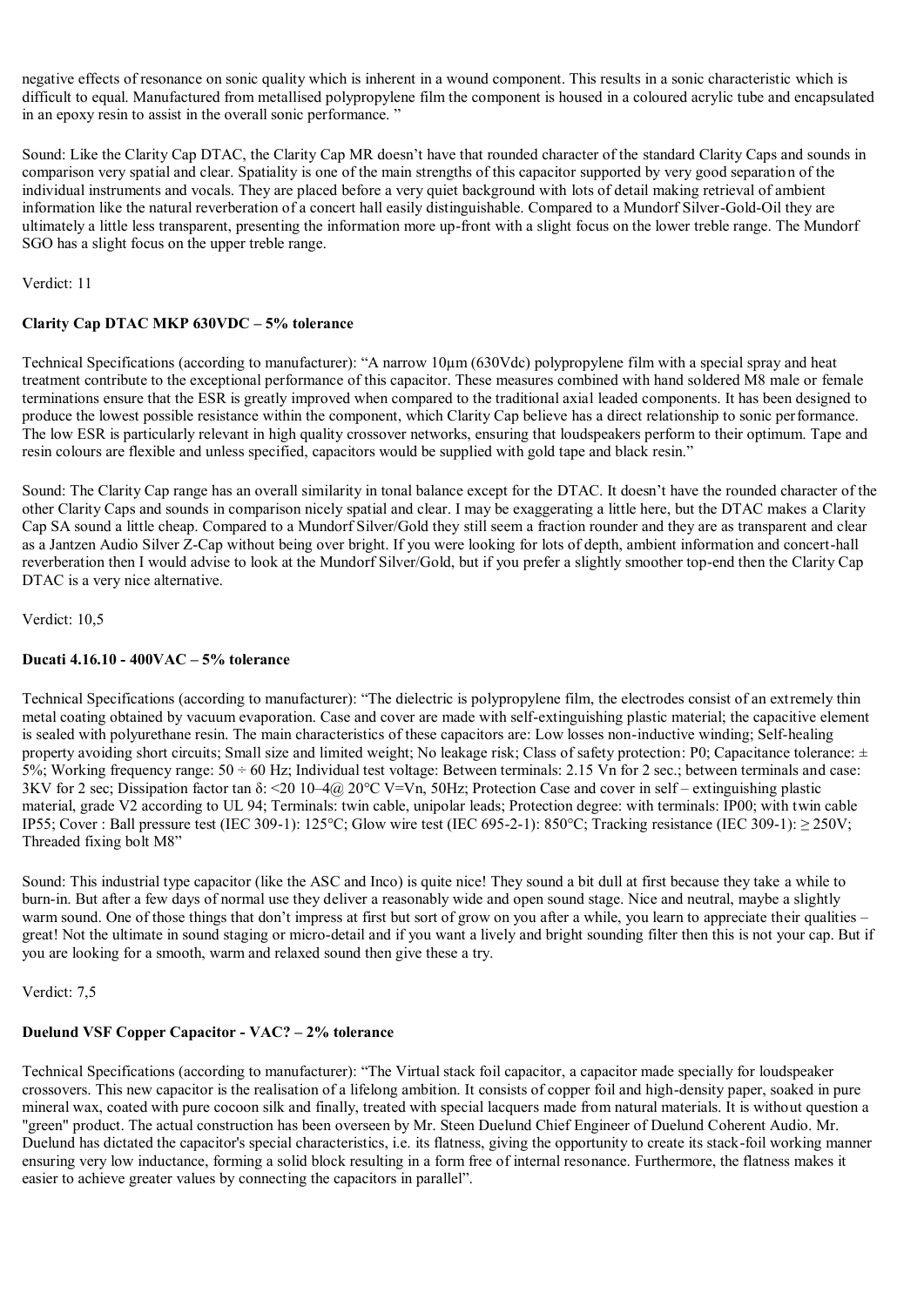negative effects of resonance on sonic quality which is inherent in a wound component. This results in a sonic characteristic which is difficult to equal. Manufactured from metallised polypropylene film the component is housed in a coloured acrylic tube and encapsulated in an epoxy resin to assist in the overall sonic performance. "

Sound: Like the Clarity Cap DTAC, the Clarity Cap MR doesn't have that rounded character of the standard Clarity Caps and sounds in comparison very spatial and clear. Spatiality is one of the main strengths of this capacitor supported by very good separation of the individual instruments and vocals. They are placed before a very quiet background with lots of detail making retrieval of ambient information like the natural reverberation of a concert hall easily distinguishable. Compared to a Mundorf Silver-Gold-Oil they are ultimately a little less transparent, presenting the information more up-front with a slight focus on the lower treble range. The Mundorf SGO has a slight focus on the upper treble range.

Verdict: 11

**Clarity Cap DTAC MKP 630VDC – 5% tolerance**

Technical Specifications (according to manufacturer): "A narrow 10µm (630Vdc) polypropylene film with a special spray and heat treatment contribute to the exceptional performance of this capacitor. These measures combined with hand soldered M8 male or female terminations ensure that the ESR is greatly improved when compared to the traditional axial leaded components. It has been designed to produce the lowest possible resistance within the component, which Clarity Cap believe has a direct relationship to sonic performance. The low ESR is particularly relevant in high quality crossover networks, ensuring that loudspeakers perform to their optimum. Tape and resin colours are flexible and unless specified, capacitors would be supplied with gold tape and black resin."

Sound: The Clarity Cap range has an overall similarity in tonal balance except for the DTAC. It doesn't have the rounded character of the other Clarity Caps and sounds in comparison nicely spatial and clear. I may be exaggerating a little here, but the DTAC makes a Clarity Cap SA sound a little cheap. Compared to a Mundorf Silver/Gold they still seem a fraction rounder and they are as transparent and clear as a Jantzen Audio Silver Z-Cap without being over bright. If you were looking for lots of depth, ambient information and concert-hall reverberation then I would advise to look at the Mundorf Silver/Gold, but if you prefer a slightly smoother top-end then the Clarity Cap DTAC is a very nice alternative.

Verdict: 10,5

**Ducati 4.16.10 - 400VAC – 5% tolerance**

Technical Specifications (according to manufacturer): "The dielectric is polypropylene film, the electrodes consist of an extremely thin metal coating obtained by vacuum evaporation. Case and cover are made with self-extinguishing plastic material; the capacitive element is sealed with polyurethane resin. The main characteristics of these capacitors are: Low losses non-inductive winding; Self-healing property avoiding short circuits; Small size and limited weight; No leakage risk; Class of safety protection: P0; Capacitance tolerance: ± 5%; Working frequency range: 50 ÷ 60 Hz; Individual test voltage: Between terminals: 2.15 Vn for 2 sec.; between terminals and case: 3KV for 2 sec; Dissipation factor tan δ: <20 10–4@ 20°C V=Vn, 50Hz; Protection Case and cover in self – extinguishing plastic material, grade V2 according to UL 94; Terminals: twin cable, unipolar leads; Protection degree: with terminals: IP00; with twin cable IP55; Cover : Ball pressure test (IEC 309-1): 125°C; Glow wire test (IEC 695-2-1): 850°C; Tracking resistance (IEC 309-1): ≥ 250V; Threaded fixing bolt M8"

Sound: This industrial type capacitor (like the ASC and Inco) is quite nice! They sound a bit dull at first because they take a while to burn-in. But after a few days of normal use they deliver a reasonably wide and open sound stage. Nice and neutral, maybe a slightly warm sound. One of those things that don't impress at first but sort of grow on you after a while, you learn to appreciate their qualities – great! Not the ultimate in sound staging or micro-detail and if you want a lively and bright sounding filter then this is not your cap. But if you are looking for a smooth, warm and relaxed sound then give these a try.

Verdict: 7,5

**Duelund VSF Copper Capacitor - VAC? – 2% tolerance**

Technical Specifications (according to manufacturer): "The Virtual stack foil capacitor, a capacitor made specially for loudspeaker crossovers. This new capacitor is the realisation of a lifelong ambition. It consists of copper foil and high-density paper, soaked in pure mineral wax, coated with pure cocoon silk and finally, treated with special lacquers made from natural materials. It is without question a "green" product. The actual construction has been overseen by Mr. Steen Duelund Chief Engineer of Duelund Coherent Audio. Mr. Duelund has dictated the capacitor's special characteristics, i.e. its flatness, giving the opportunity to create its stack-foil working manner ensuring very low inductance, forming a solid block resulting in a form free of internal resonance. Furthermore, the flatness makes it easier to achieve greater values by connecting the capacitors in parallel".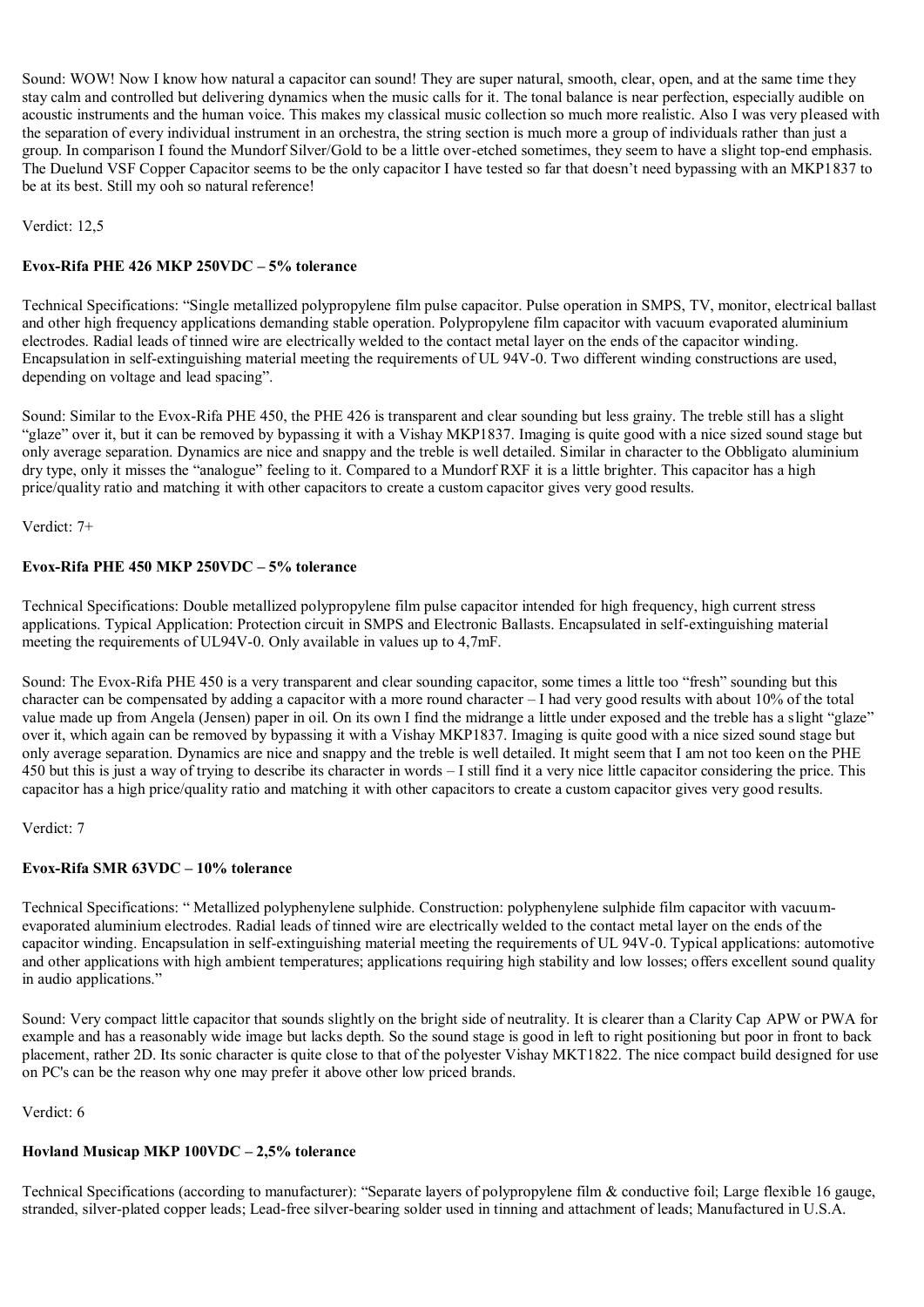Sound: WOW! Now I know how natural a capacitor can sound! They are super natural, smooth, clear, open, and at the same time they stay calm and controlled but delivering dynamics when the music calls for it. The tonal balance is near perfection, especially audible on acoustic instruments and the human voice. This makes my classical music collection so much more realistic. Also I was very pleased with the separation of every individual instrument in an orchestra, the string section is much more a group of individuals rather than just a group. In comparison I found the Mundorf Silver/Gold to be a little over-etched sometimes, they seem to have a slight top-end emphasis. The Duelund VSF Copper Capacitor seems to be the only capacitor I have tested so far that doesn't need bypassing with an MKP1837 to be at its best. Still my ooh so natural reference!

Verdict: 12,5

**Evox-Rifa PHE 426 MKP 250VDC – 5% tolerance**

Technical Specifications: "Single metallized polypropylene film pulse capacitor. Pulse operation in SMPS, TV, monitor, electrical ballast and other high frequency applications demanding stable operation. Polypropylene film capacitor with vacuum evaporated aluminium electrodes. Radial leads of tinned wire are electrically welded to the contact metal layer on the ends of the capacitor winding. Encapsulation in self-extinguishing material meeting the requirements of UL 94V-0. Two different winding constructions are used, depending on voltage and lead spacing".

Sound: Similar to the Evox-Rifa PHE 450, the PHE 426 is transparent and clear sounding but less grainy. The treble still has a slight "glaze" over it, but it can be removed by bypassing it with a Vishay MKP1837. Imaging is quite good with a nice sized sound stage but only average separation. Dynamics are nice and snappy and the treble is well detailed. Similar in character to the Obbligato aluminium dry type, only it misses the "analogue" feeling to it. Compared to a Mundorf RXF it is a little brighter. This capacitor has a high price/quality ratio and matching it with other capacitors to create a custom capacitor gives very good results.

Verdict: 7+

**Evox-Rifa PHE 450 MKP 250VDC – 5% tolerance**

Technical Specifications: Double metallized polypropylene film pulse capacitor intended for high frequency, high current stress applications. Typical Application: Protection circuit in SMPS and Electronic Ballasts. Encapsulated in self-extinguishing material meeting the requirements of UL94V-0. Only available in values up to 4,7mF.

Sound: The Evox-Rifa PHE 450 is a very transparent and clear sounding capacitor, some times a little too "fresh" sounding but this character can be compensated by adding a capacitor with a more round character – I had very good results with about 10% of the total value made up from Angela (Jensen) paper in oil. On its own I find the midrange a little under exposed and the treble has a slight "glaze" over it, which again can be removed by bypassing it with a Vishay MKP1837. Imaging is quite good with a nice sized sound stage but only average separation. Dynamics are nice and snappy and the treble is well detailed. It might seem that I am not too keen on the PHE 450 but this is just a way of trying to describe its character in words – I still find it a very nice little capacitor considering the price. This capacitor has a high price/quality ratio and matching it with other capacitors to create a custom capacitor gives very good results.

Verdict: 7

**Evox-Rifa SMR 63VDC – 10% tolerance**

Technical Specifications: " Metallized polyphenylene sulphide. Construction: polyphenylene sulphide film capacitor with vacuum-evaporated aluminium electrodes. Radial leads of tinned wire are electrically welded to the contact metal layer on the ends of the capacitor winding. Encapsulation in self-extinguishing material meeting the requirements of UL 94V-0. Typical applications: automotive and other applications with high ambient temperatures; applications requiring high stability and low losses; offers excellent sound quality in audio applications."

Sound: Very compact little capacitor that sounds slightly on the bright side of neutrality. It is clearer than a Clarity Cap APW or PWA for example and has a reasonably wide image but lacks depth. So the sound stage is good in left to right positioning but poor in front to back placement, rather 2D. Its sonic character is quite close to that of the polyester Vishay MKT1822. The nice compact build designed for use on PC's can be the reason why one may prefer it above other low priced brands.

Verdict: 6

**Hovland Musicap MKP 100VDC – 2,5% tolerance**

Technical Specifications (according to manufacturer): "Separate layers of polypropylene film & conductive foil; Large flexible 16 gauge, stranded, silver-plated copper leads; Lead-free silver-bearing solder used in tinning and attachment of leads; Manufactured in U.S.A.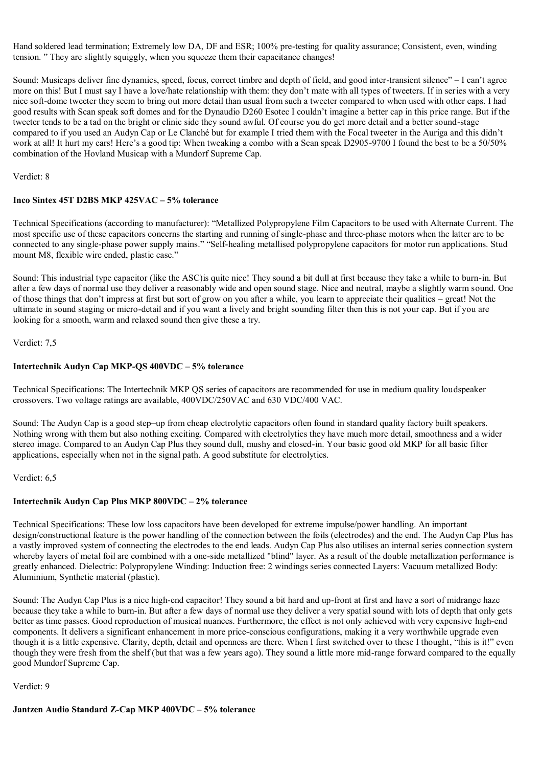Hand soldered lead termination; Extremely low DA, DF and ESR; 100% pre-testing for quality assurance; Consistent, even, winding tension. " They are slightly squiggly, when you squeeze them their capacitance changes!

Sound: Musicaps deliver fine dynamics, speed, focus, correct timbre and depth of field, and good inter-transient silence" – I can't agree more on this! But I must say I have a love/hate relationship with them: they don't mate with all types of tweeters. If in series with a very nice soft-dome tweeter they seem to bring out more detail than usual from such a tweeter compared to when used with other caps. I had good results with Scan speak soft domes and for the Dynaudio D260 Esotec I couldn't imagine a better cap in this price range. But if the tweeter tends to be a tad on the bright or clinic side they sound awful. Of course you do get more detail and a better sound-stage compared to if you used an Audyn Cap or Le Clanché but for example I tried them with the Focal tweeter in the Auriga and this didn't work at all! It hurt my ears! Here's a good tip: When tweaking a combo with a Scan speak D2905-9700 I found the best to be a 50/50% combination of the Hovland Musicap with a Mundorf Supreme Cap.

Verdict: 8

**Inco Sintex 45T D2BS MKP 425VAC – 5% tolerance**

Technical Specifications (according to manufacturer): "Metallized Polypropylene Film Capacitors to be used with Alternate Current. The most specific use of these capacitors concerns the starting and running of single-phase and three-phase motors when the latter are to be connected to any single-phase power supply mains." "Self-healing metallised polypropylene capacitors for motor run applications. Stud mount M8, flexible wire ended, plastic case."

Sound: This industrial type capacitor (like the ASC)is quite nice! They sound a bit dull at first because they take a while to burn-in. But after a few days of normal use they deliver a reasonably wide and open sound stage. Nice and neutral, maybe a slightly warm sound. One of those things that don't impress at first but sort of grow on you after a while, you learn to appreciate their qualities – great! Not the ultimate in sound staging or micro-detail and if you want a lively and bright sounding filter then this is not your cap. But if you are looking for a smooth, warm and relaxed sound then give these a try.

Verdict: 7,5

**Intertechnik Audyn Cap MKP-QS 400VDC – 5% tolerance**

Technical Specifications: The Intertechnik MKP QS series of capacitors are recommended for use in medium quality loudspeaker crossovers. Two voltage ratings are available, 400VDC/250VAC and 630 VDC/400 VAC.

Sound: The Audyn Cap is a good step–up from cheap electrolytic capacitors often found in standard quality factory built speakers. Nothing wrong with them but also nothing exciting. Compared with electrolytics they have much more detail, smoothness and a wider stereo image. Compared to an Audyn Cap Plus they sound dull, mushy and closed-in. Your basic good old MKP for all basic filter applications, especially when not in the signal path. A good substitute for electrolytics.

Verdict: 6,5

**Intertechnik Audyn Cap Plus MKP 800VDC – 2% tolerance**

Technical Specifications: These low loss capacitors have been developed for extreme impulse/power handling. An important design/constructional feature is the power handling of the connection between the foils (electrodes) and the end. The Audyn Cap Plus has a vastly improved system of connecting the electrodes to the end leads. Audyn Cap Plus also utilises an internal series connection system whereby layers of metal foil are combined with a one-side metallized "blind" layer. As a result of the double metallization performance is greatly enhanced. Dielectric: Polypropylene Winding: Induction free: 2 windings series connected Layers: Vacuum metallized Body: Aluminium, Synthetic material (plastic).

Sound: The Audyn Cap Plus is a nice high-end capacitor! They sound a bit hard and up-front at first and have a sort of midrange haze because they take a while to burn-in. But after a few days of normal use they deliver a very spatial sound with lots of depth that only gets better as time passes. Good reproduction of musical nuances. Furthermore, the effect is not only achieved with very expensive high-end components. It delivers a significant enhancement in more price-conscious configurations, making it a very worthwhile upgrade even though it is a little expensive. Clarity, depth, detail and openness are there. When I first switched over to these I thought, "this is it!" even though they were fresh from the shelf (but that was a few years ago). They sound a little more mid-range forward compared to the equally good Mundorf Supreme Cap.

Verdict: 9

**Jantzen Audio Standard Z-Cap MKP 400VDC – 5% tolerance**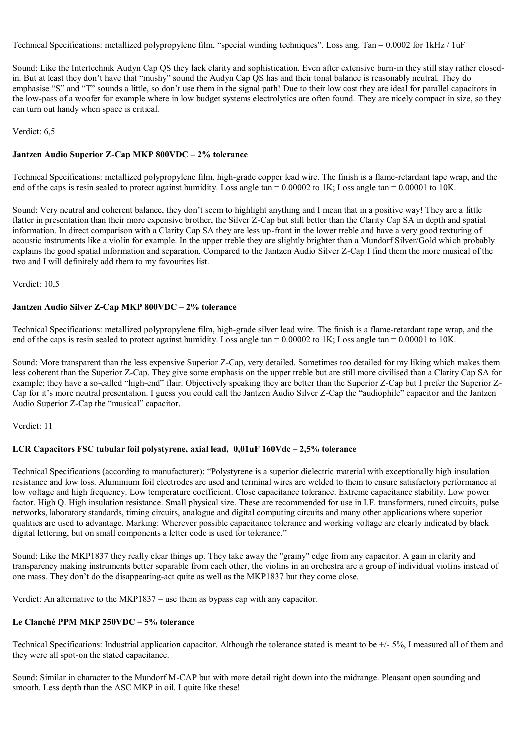Technical Specifications: metallized polypropylene film, “special winding techniques”. Loss ang. Tan = 0.0002 for 1kHz / 1uF

Sound: Like the Intertechnik Audyn Cap QS they lack clarity and sophistication. Even after extensive burn-in they still stay rather closed-in. But at least they don’t have that “mushy” sound the Audyn Cap QS has and their tonal balance is reasonably neutral. They do emphasise “S” and “T” sounds a little, so don’t use them in the signal path! Due to their low cost they are ideal for parallel capacitors in the low-pass of a woofer for example where in low budget systems electrolytics are often found. They are nicely compact in size, so they can turn out handy when space is critical.

Verdict: 6,5

**Jantzen Audio Superior Z-Cap MKP 800VDC – 2% tolerance**

Technical Specifications: metallized polypropylene film, high-grade copper lead wire. The finish is a flame-retardant tape wrap, and the end of the caps is resin sealed to protect against humidity. Loss angle tan = 0.00002 to 1K; Loss angle tan = 0.00001 to 10K.

Sound: Very neutral and coherent balance, they don’t seem to highlight anything and I mean that in a positive way! They are a little flatter in presentation than their more expensive brother, the Silver Z-Cap but still better than the Clarity Cap SA in depth and spatial information. In direct comparison with a Clarity Cap SA they are less up-front in the lower treble and have a very good texturing of acoustic instruments like a violin for example. In the upper treble they are slightly brighter than a Mundorf Silver/Gold which probably explains the good spatial information and separation. Compared to the Jantzen Audio Silver Z-Cap I find them the more musical of the two and I will definitely add them to my favourites list.

Verdict: 10,5

**Jantzen Audio Silver Z-Cap MKP 800VDC – 2% tolerance**

Technical Specifications: metallized polypropylene film, high-grade silver lead wire. The finish is a flame-retardant tape wrap, and the end of the caps is resin sealed to protect against humidity. Loss angle tan = 0.00002 to 1K; Loss angle tan = 0.00001 to 10K.

Sound: More transparent than the less expensive Superior Z-Cap, very detailed. Sometimes too detailed for my liking which makes them less coherent than the Superior Z-Cap. They give some emphasis on the upper treble but are still more civilised than a Clarity Cap SA for example; they have a so-called “high-end” flair. Objectively speaking they are better than the Superior Z-Cap but I prefer the Superior Z-Cap for it’s more neutral presentation. I guess you could call the Jantzen Audio Silver Z-Cap the “audiophile” capacitor and the Jantzen Audio Superior Z-Cap the “musical” capacitor.

Verdict: 11

**LCR Capacitors FSC tubular foil polystyrene, axial lead, 0,01uF 160Vdc – 2,5% tolerance**

Technical Specifications (according to manufacturer): “Polystyrene is a superior dielectric material with exceptionally high insulation resistance and low loss. Aluminium foil electrodes are used and terminal wires are welded to them to ensure satisfactory performance at low voltage and high frequency. Low temperature coefficient. Close capacitance tolerance. Extreme capacitance stability. Low power factor. High Q. High insulation resistance. Small physical size. These are recommended for use in I.F. transformers, tuned circuits, pulse networks, laboratory standards, timing circuits, analogue and digital computing circuits and many other applications where superior qualities are used to advantage. Marking: Wherever possible capacitance tolerance and working voltage are clearly indicated by black digital lettering, but on small components a letter code is used for tolerance.”

Sound: Like the MKP1837 they really clear things up. They take away the "grainy" edge from any capacitor. A gain in clarity and transparency making instruments better separable from each other, the violins in an orchestra are a group of individual violins instead of one mass. They don’t do the disappearing-act quite as well as the MKP1837 but they come close.

Verdict: An alternative to the MKP1837 – use them as bypass cap with any capacitor.

**Le Clanché PPM MKP 250VDC – 5% tolerance**

Technical Specifications: Industrial application capacitor. Although the tolerance stated is meant to be +/- 5%, I measured all of them and they were all spot-on the stated capacitance.

Sound: Similar in character to the Mundorf M-CAP but with more detail right down into the midrange. Pleasant open sounding and smooth. Less depth than the ASC MKP in oil. I quite like these!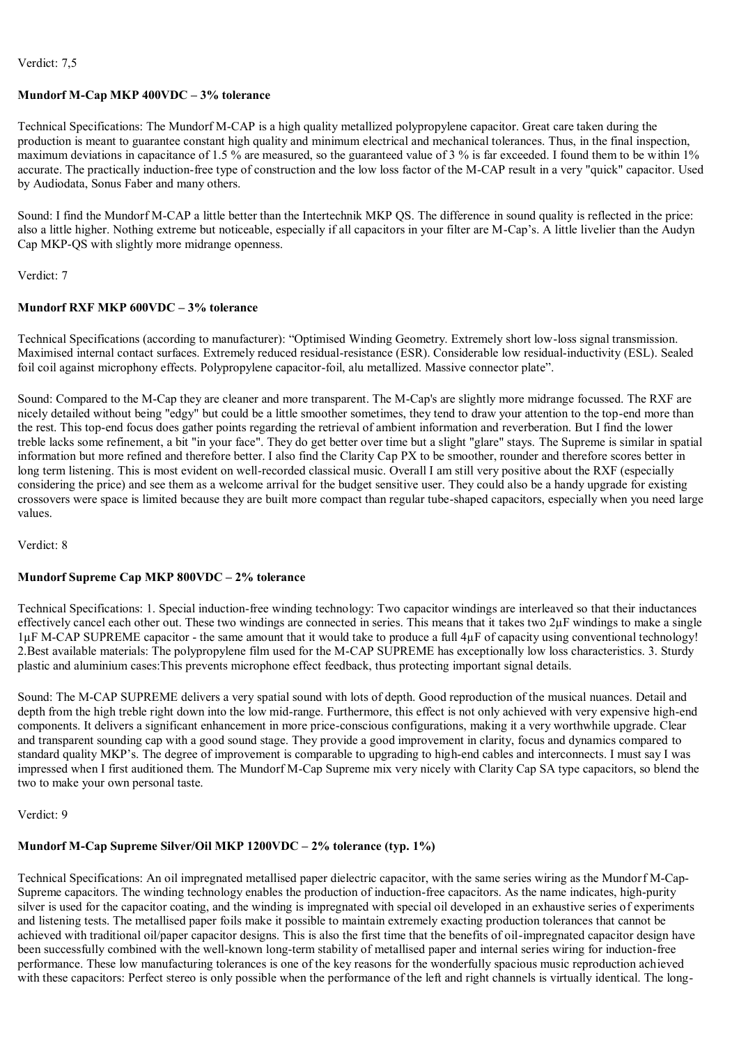Verdict: 7,5

**Mundorf M-Cap MKP 400VDC – 3% tolerance**

Technical Specifications: The Mundorf M-CAP is a high quality metallized polypropylene capacitor. Great care taken during the production is meant to guarantee constant high quality and minimum electrical and mechanical tolerances. Thus, in the final inspection, maximum deviations in capacitance of 1.5 % are measured, so the guaranteed value of 3 % is far exceeded. I found them to be within 1% accurate. The practically induction-free type of construction and the low loss factor of the M-CAP result in a very "quick" capacitor. Used by Audiodata, Sonus Faber and many others.

Sound: I find the Mundorf M-CAP a little better than the Intertechnik MKP QS. The difference in sound quality is reflected in the price: also a little higher. Nothing extreme but noticeable, especially if all capacitors in your filter are M-Cap's. A little livelier than the Audyn Cap MKP-QS with slightly more midrange openness.

Verdict: 7

**Mundorf RXF MKP 600VDC – 3% tolerance**

Technical Specifications (according to manufacturer): "Optimised Winding Geometry. Extremely short low-loss signal transmission. Maximised internal contact surfaces. Extremely reduced residual-resistance (ESR). Considerable low residual-inductivity (ESL). Sealed foil coil against microphony effects. Polypropylene capacitor-foil, alu metallized. Massive connector plate".

Sound: Compared to the M-Cap they are cleaner and more transparent. The M-Cap's are slightly more midrange focussed. The RXF are nicely detailed without being "edgy" but could be a little smoother sometimes, they tend to draw your attention to the top-end more than the rest. This top-end focus does gather points regarding the retrieval of ambient information and reverberation. But I find the lower treble lacks some refinement, a bit "in your face". They do get better over time but a slight "glare" stays. The Supreme is similar in spatial information but more refined and therefore better. I also find the Clarity Cap PX to be smoother, rounder and therefore scores better in long term listening. This is most evident on well-recorded classical music. Overall I am still very positive about the RXF (especially considering the price) and see them as a welcome arrival for the budget sensitive user. They could also be a handy upgrade for existing crossovers were space is limited because they are built more compact than regular tube-shaped capacitors, especially when you need large values.

Verdict: 8

**Mundorf Supreme Cap MKP 800VDC – 2% tolerance**

Technical Specifications: 1. Special induction-free winding technology: Two capacitor windings are interleaved so that their inductances effectively cancel each other out. These two windings are connected in series. This means that it takes two 2µF windings to make a single 1µF M-CAP SUPREME capacitor - the same amount that it would take to produce a full 4µF of capacity using conventional technology! 2.Best available materials: The polypropylene film used for the M-CAP SUPREME has exceptionally low loss characteristics. 3. Sturdy plastic and aluminium cases:This prevents microphone effect feedback, thus protecting important signal details.

Sound: The M-CAP SUPREME delivers a very spatial sound with lots of depth. Good reproduction of the musical nuances. Detail and depth from the high treble right down into the low mid-range. Furthermore, this effect is not only achieved with very expensive high-end components. It delivers a significant enhancement in more price-conscious configurations, making it a very worthwhile upgrade. Clear and transparent sounding cap with a good sound stage. They provide a good improvement in clarity, focus and dynamics compared to standard quality MKP's. The degree of improvement is comparable to upgrading to high-end cables and interconnects. I must say I was impressed when I first auditioned them. The Mundorf M-Cap Supreme mix very nicely with Clarity Cap SA type capacitors, so blend the two to make your own personal taste.

Verdict: 9

**Mundorf M-Cap Supreme Silver/Oil MKP 1200VDC – 2% tolerance (typ. 1%)**

Technical Specifications: An oil impregnated metallised paper dielectric capacitor, with the same series wiring as the Mundorf M-Cap-Supreme capacitors. The winding technology enables the production of induction-free capacitors. As the name indicates, high-purity silver is used for the capacitor coating, and the winding is impregnated with special oil developed in an exhaustive series of experiments and listening tests. The metallised paper foils make it possible to maintain extremely exacting production tolerances that cannot be achieved with traditional oil/paper capacitor designs. This is also the first time that the benefits of oil-impregnated capacitor design have been successfully combined with the well-known long-term stability of metallised paper and internal series wiring for induction-free performance. These low manufacturing tolerances is one of the key reasons for the wonderfully spacious music reproduction achieved with these capacitors: Perfect stereo is only possible when the performance of the left and right channels is virtually identical. The long-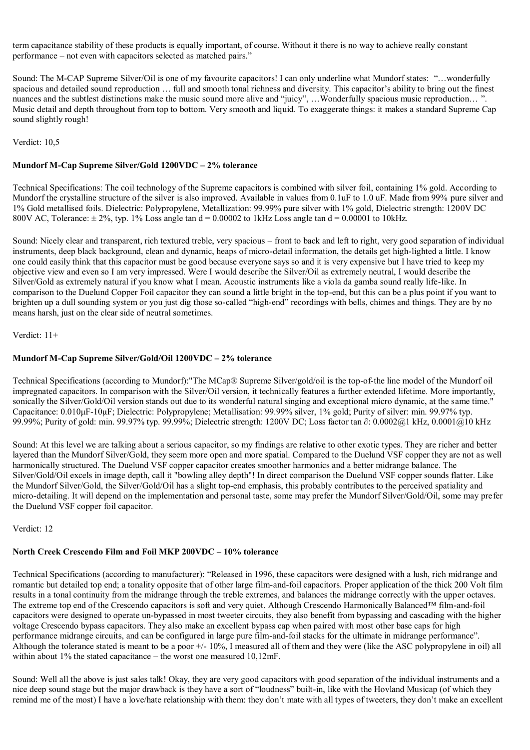term capacitance stability of these products is equally important, of course. Without it there is no way to achieve really constant performance – not even with capacitors selected as matched pairs."

Sound: The M-CAP Supreme Silver/Oil is one of my favourite capacitors! I can only underline what Mundorf states: "…wonderfully spacious and detailed sound reproduction … full and smooth tonal richness and diversity. This capacitor's ability to bring out the finest nuances and the subtlest distinctions make the music sound more alive and "juicy", …Wonderfully spacious music reproduction… ". Music detail and depth throughout from top to bottom. Very smooth and liquid. To exaggerate things: it makes a standard Supreme Cap sound slightly rough!

Verdict: 10,5

**Mundorf M-Cap Supreme Silver/Gold 1200VDC – 2% tolerance**

Technical Specifications: The coil technology of the Supreme capacitors is combined with silver foil, containing 1% gold. According to Mundorf the crystalline structure of the silver is also improved. Available in values from 0.1uF to 1.0 uF. Made from 99% pure silver and 1% Gold metallised foils. Dielectric: Polypropylene, Metallization: 99.99% pure silver with 1% gold, Dielectric strength: 1200V DC 800V AC, Tolerance: ± 2%, typ. 1% Loss angle tan d = 0.00002 to 1kHz Loss angle tan d = 0.00001 to 10kHz.

Sound: Nicely clear and transparent, rich textured treble, very spacious – front to back and left to right, very good separation of individual instruments, deep black background, clean and dynamic, heaps of micro-detail information, the details get high-lighted a little. I know one could easily think that this capacitor must be good because everyone says so and it is very expensive but I have tried to keep my objective view and even so I am very impressed. Were I would describe the Silver/Oil as extremely neutral, I would describe the Silver/Gold as extremely natural if you know what I mean. Acoustic instruments like a viola da gamba sound really life-like. In comparison to the Duelund Copper Foil capacitor they can sound a little bright in the top-end, but this can be a plus point if you want to brighten up a dull sounding system or you just dig those so-called "high-end" recordings with bells, chimes and things. They are by no means harsh, just on the clear side of neutral sometimes.

Verdict: 11+

**Mundorf M-Cap Supreme Silver/Gold/Oil 1200VDC – 2% tolerance**

Technical Specifications (according to Mundorf):"The MCap® Supreme Silver/gold/oil is the top-of-the line model of the Mundorf oil impregnated capacitors. In comparison with the Silver/Oil version, it technically features a further extended lifetime. More importantly, sonically the Silver/Gold/Oil version stands out due to its wonderful natural singing and exceptional micro dynamic, at the same time." Capacitance: 0.010µF-10µF; Dielectric: Polypropylene; Metallisation: 99.99% silver, 1% gold; Purity of silver: min. 99.97% typ. 99.99%; Purity of gold: min. 99.97% typ. 99.99%; Dielectric strength: 1200V DC; Loss factor tan ∂: 0.0002@1 kHz, 0.0001@10 kHz

Sound: At this level we are talking about a serious capacitor, so my findings are relative to other exotic types. They are richer and better layered than the Mundorf Silver/Gold, they seem more open and more spatial. Compared to the Duelund VSF copper they are not as well harmonically structured. The Duelund VSF copper capacitor creates smoother harmonics and a better midrange balance. The Silver/Gold/Oil excels in image depth, call it "bowling alley depth"! In direct comparison the Duelund VSF copper sounds flatter. Like the Mundorf Silver/Gold, the Silver/Gold/Oil has a slight top-end emphasis, this probably contributes to the perceived spatiality and micro-detailing. It will depend on the implementation and personal taste, some may prefer the Mundorf Silver/Gold/Oil, some may prefer the Duelund VSF copper foil capacitor.

Verdict: 12

**North Creek Crescendo Film and Foil MKP 200VDC – 10% tolerance**

Technical Specifications (according to manufacturer): "Released in 1996, these capacitors were designed with a lush, rich midrange and romantic but detailed top end; a tonality opposite that of other large film-and-foil capacitors. Proper application of the thick 200 Volt film results in a tonal continuity from the midrange through the treble extremes, and balances the midrange correctly with the upper octaves. The extreme top end of the Crescendo capacitors is soft and very quiet. Although Crescendo Harmonically Balanced™ film-and-foil capacitors were designed to operate un-bypassed in most tweeter circuits, they also benefit from bypassing and cascading with the higher voltage Crescendo bypass capacitors. They also make an excellent bypass cap when paired with most other base caps for high performance midrange circuits, and can be configured in large pure film-and-foil stacks for the ultimate in midrange performance". Although the tolerance stated is meant to be a poor +/- 10%, I measured all of them and they were (like the ASC polypropylene in oil) all within about 1% the stated capacitance – the worst one measured 10,12mF.

Sound: Well all the above is just sales talk! Okay, they are very good capacitors with good separation of the individual instruments and a nice deep sound stage but the major drawback is they have a sort of "loudness" built-in, like with the Hovland Musicap (of which they remind me of the most) I have a love/hate relationship with them: they don't mate with all types of tweeters, they don't make an excellent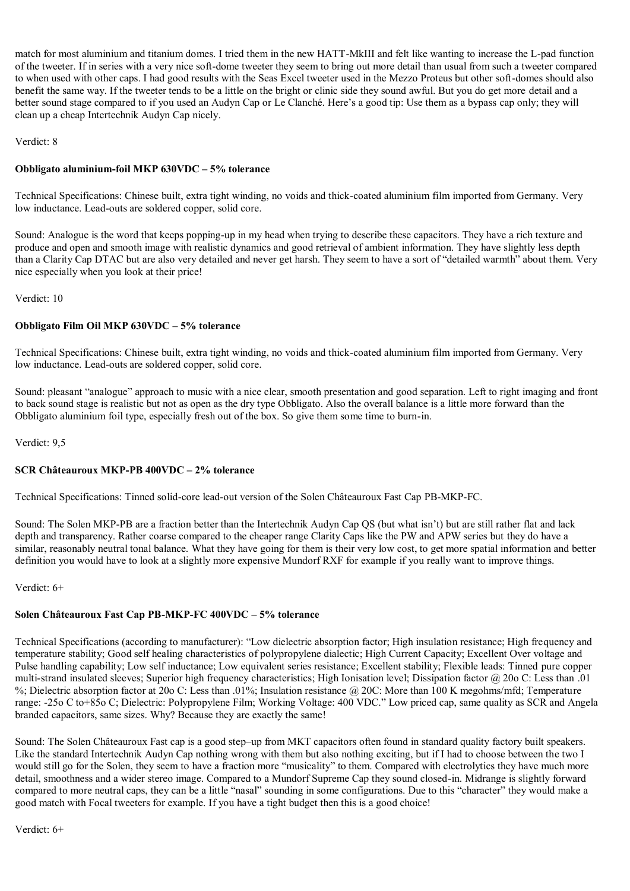match for most aluminium and titanium domes. I tried them in the new HATT-MkIII and felt like wanting to increase the L-pad function of the tweeter. If in series with a very nice soft-dome tweeter they seem to bring out more detail than usual from such a tweeter compared to when used with other caps. I had good results with the Seas Excel tweeter used in the Mezzo Proteus but other soft-domes should also benefit the same way. If the tweeter tends to be a little on the bright or clinic side they sound awful. But you do get more detail and a better sound stage compared to if you used an Audyn Cap or Le Clanché. Here's a good tip: Use them as a bypass cap only; they will clean up a cheap Intertechnik Audyn Cap nicely.

Verdict: 8

**Obbligato aluminium-foil MKP 630VDC – 5% tolerance**

Technical Specifications: Chinese built, extra tight winding, no voids and thick-coated aluminium film imported from Germany. Very low inductance. Lead-outs are soldered copper, solid core.

Sound: Analogue is the word that keeps popping-up in my head when trying to describe these capacitors. They have a rich texture and produce and open and smooth image with realistic dynamics and good retrieval of ambient information. They have slightly less depth than a Clarity Cap DTAC but are also very detailed and never get harsh. They seem to have a sort of "detailed warmth" about them. Very nice especially when you look at their price!

Verdict: 10

**Obbligato Film Oil MKP 630VDC – 5% tolerance**

Technical Specifications: Chinese built, extra tight winding, no voids and thick-coated aluminium film imported from Germany. Very low inductance. Lead-outs are soldered copper, solid core.

Sound: pleasant "analogue" approach to music with a nice clear, smooth presentation and good separation. Left to right imaging and front to back sound stage is realistic but not as open as the dry type Obbligato. Also the overall balance is a little more forward than the Obbligato aluminium foil type, especially fresh out of the box. So give them some time to burn-in.

Verdict: 9,5

**SCR Châteauroux MKP-PB 400VDC – 2% tolerance**

Technical Specifications: Tinned solid-core lead-out version of the Solen Châteauroux Fast Cap PB-MKP-FC.

Sound: The Solen MKP-PB are a fraction better than the Intertechnik Audyn Cap QS (but what isn't) but are still rather flat and lack depth and transparency. Rather coarse compared to the cheaper range Clarity Caps like the PW and APW series but they do have a similar, reasonably neutral tonal balance. What they have going for them is their very low cost, to get more spatial information and better definition you would have to look at a slightly more expensive Mundorf RXF for example if you really want to improve things.

Verdict: 6+

**Solen Châteauroux Fast Cap PB-MKP-FC 400VDC – 5% tolerance**

Technical Specifications (according to manufacturer): "Low dielectric absorption factor; High insulation resistance; High frequency and temperature stability; Good self healing characteristics of polypropylene dialectic; High Current Capacity; Excellent Over voltage and Pulse handling capability; Low self inductance; Low equivalent series resistance; Excellent stability; Flexible leads: Tinned pure copper multi-strand insulated sleeves; Superior high frequency characteristics; High Ionisation level; Dissipation factor @ 20o C: Less than .01 %; Dielectric absorption factor at 20o C: Less than .01%; Insulation resistance @ 20C: More than 100 K megohms/mfd; Temperature range: -25o C to+85o C; Dielectric: Polypropylene Film; Working Voltage: 400 VDC." Low priced cap, same quality as SCR and Angela branded capacitors, same sizes. Why? Because they are exactly the same!

Sound: The Solen Châteauroux Fast cap is a good step–up from MKT capacitors often found in standard quality factory built speakers. Like the standard Intertechnik Audyn Cap nothing wrong with them but also nothing exciting, but if I had to choose between the two I would still go for the Solen, they seem to have a fraction more "musicality" to them. Compared with electrolytics they have much more detail, smoothness and a wider stereo image. Compared to a Mundorf Supreme Cap they sound closed-in. Midrange is slightly forward compared to more neutral caps, they can be a little "nasal" sounding in some configurations. Due to this "character" they would make a good match with Focal tweeters for example. If you have a tight budget then this is a good choice!

Verdict: 6+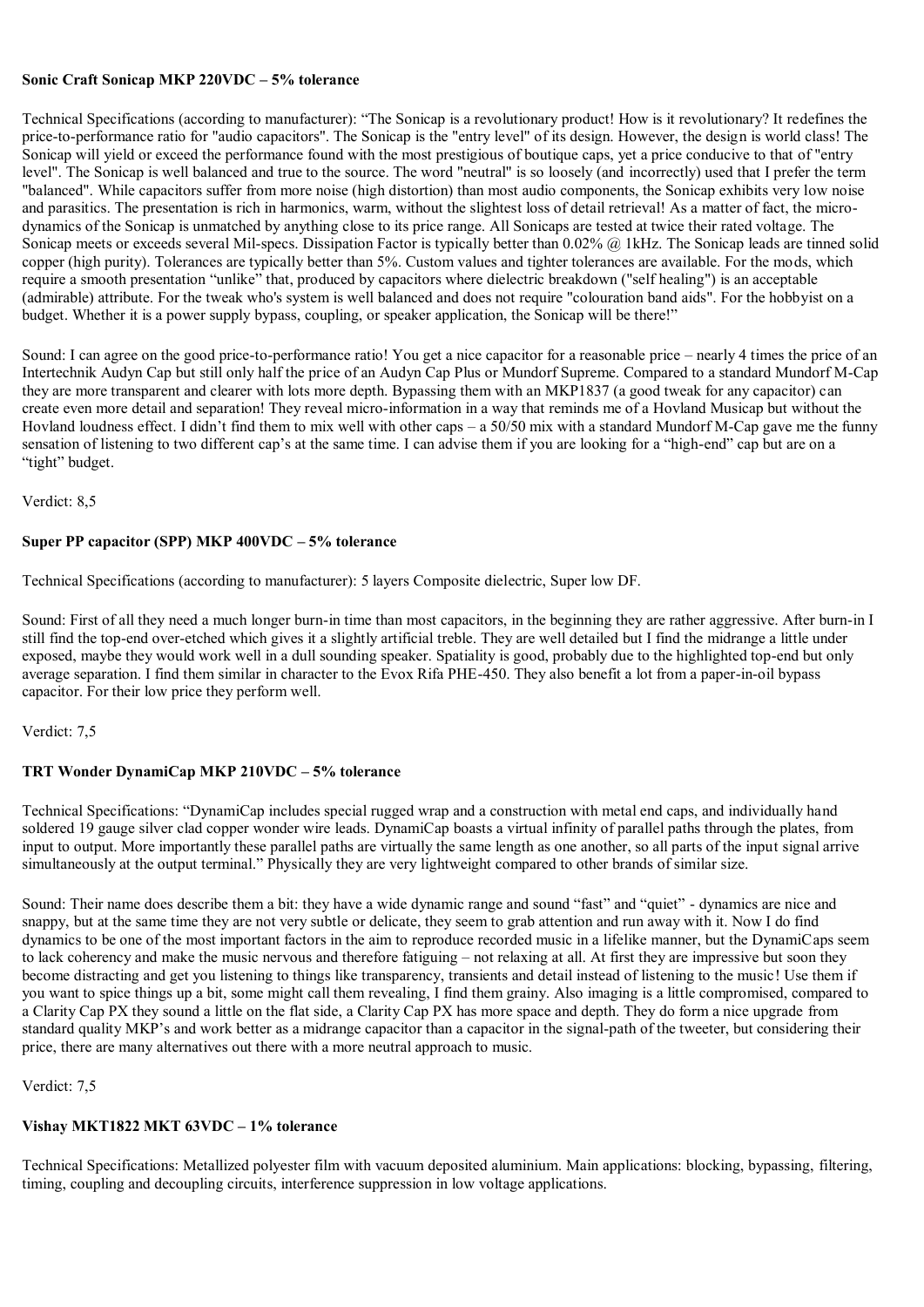**Sonic Craft Sonicap MKP 220VDC – 5% tolerance**

Technical Specifications (according to manufacturer): "The Sonicap is a revolutionary product! How is it revolutionary? It redefines the price-to-performance ratio for "audio capacitors". The Sonicap is the "entry level" of its design. However, the design is world class! The Sonicap will yield or exceed the performance found with the most prestigious of boutique caps, yet a price conducive to that of "entry level". The Sonicap is well balanced and true to the source. The word "neutral" is so loosely (and incorrectly) used that I prefer the term "balanced". While capacitors suffer from more noise (high distortion) than most audio components, the Sonicap exhibits very low noise and parasitics. The presentation is rich in harmonics, warm, without the slightest loss of detail retrieval! As a matter of fact, the micro-dynamics of the Sonicap is unmatched by anything close to its price range. All Sonicaps are tested at twice their rated voltage. The Sonicap meets or exceeds several Mil-specs. Dissipation Factor is typically better than 0.02% @ 1kHz. The Sonicap leads are tinned solid copper (high purity). Tolerances are typically better than 5%. Custom values and tighter tolerances are available. For the mods, which require a smooth presentation "unlike" that, produced by capacitors where dielectric breakdown ("self healing") is an acceptable (admirable) attribute. For the tweak who's system is well balanced and does not require "colouration band aids". For the hobbyist on a budget. Whether it is a power supply bypass, coupling, or speaker application, the Sonicap will be there!"

Sound: I can agree on the good price-to-performance ratio! You get a nice capacitor for a reasonable price – nearly 4 times the price of an Intertechnik Audyn Cap but still only half the price of an Audyn Cap Plus or Mundorf Supreme. Compared to a standard Mundorf M-Cap they are more transparent and clearer with lots more depth. Bypassing them with an MKP1837 (a good tweak for any capacitor) can create even more detail and separation! They reveal micro-information in a way that reminds me of a Hovland Musicap but without the Hovland loudness effect. I didn't find them to mix well with other caps – a 50/50 mix with a standard Mundorf M-Cap gave me the funny sensation of listening to two different cap's at the same time. I can advise them if you are looking for a "high-end" cap but are on a "tight" budget.

Verdict: 8,5

**Super PP capacitor (SPP) MKP 400VDC – 5% tolerance**

Technical Specifications (according to manufacturer): 5 layers Composite dielectric, Super low DF.

Sound: First of all they need a much longer burn-in time than most capacitors, in the beginning they are rather aggressive. After burn-in I still find the top-end over-etched which gives it a slightly artificial treble. They are well detailed but I find the midrange a little under exposed, maybe they would work well in a dull sounding speaker. Spatiality is good, probably due to the highlighted top-end but only average separation. I find them similar in character to the Evox Rifa PHE-450. They also benefit a lot from a paper-in-oil bypass capacitor. For their low price they perform well.

Verdict: 7,5

**TRT Wonder DynamiCap MKP 210VDC – 5% tolerance**

Technical Specifications: "DynamiCap includes special rugged wrap and a construction with metal end caps, and individually hand soldered 19 gauge silver clad copper wonder wire leads. DynamiCap boasts a virtual infinity of parallel paths through the plates, from input to output. More importantly these parallel paths are virtually the same length as one another, so all parts of the input signal arrive simultaneously at the output terminal." Physically they are very lightweight compared to other brands of similar size.

Sound: Their name does describe them a bit: they have a wide dynamic range and sound "fast" and "quiet" - dynamics are nice and snappy, but at the same time they are not very subtle or delicate, they seem to grab attention and run away with it. Now I do find dynamics to be one of the most important factors in the aim to reproduce recorded music in a lifelike manner, but the DynamiCaps seem to lack coherency and make the music nervous and therefore fatiguing – not relaxing at all. At first they are impressive but soon they become distracting and get you listening to things like transparency, transients and detail instead of listening to the music! Use them if you want to spice things up a bit, some might call them revealing, I find them grainy. Also imaging is a little compromised, compared to a Clarity Cap PX they sound a little on the flat side, a Clarity Cap PX has more space and depth. They do form a nice upgrade from standard quality MKP's and work better as a midrange capacitor than a capacitor in the signal-path of the tweeter, but considering their price, there are many alternatives out there with a more neutral approach to music.

Verdict: 7,5

**Vishay MKT1822 MKT 63VDC – 1% tolerance**

Technical Specifications: Metallized polyester film with vacuum deposited aluminium. Main applications: blocking, bypassing, filtering, timing, coupling and decoupling circuits, interference suppression in low voltage applications.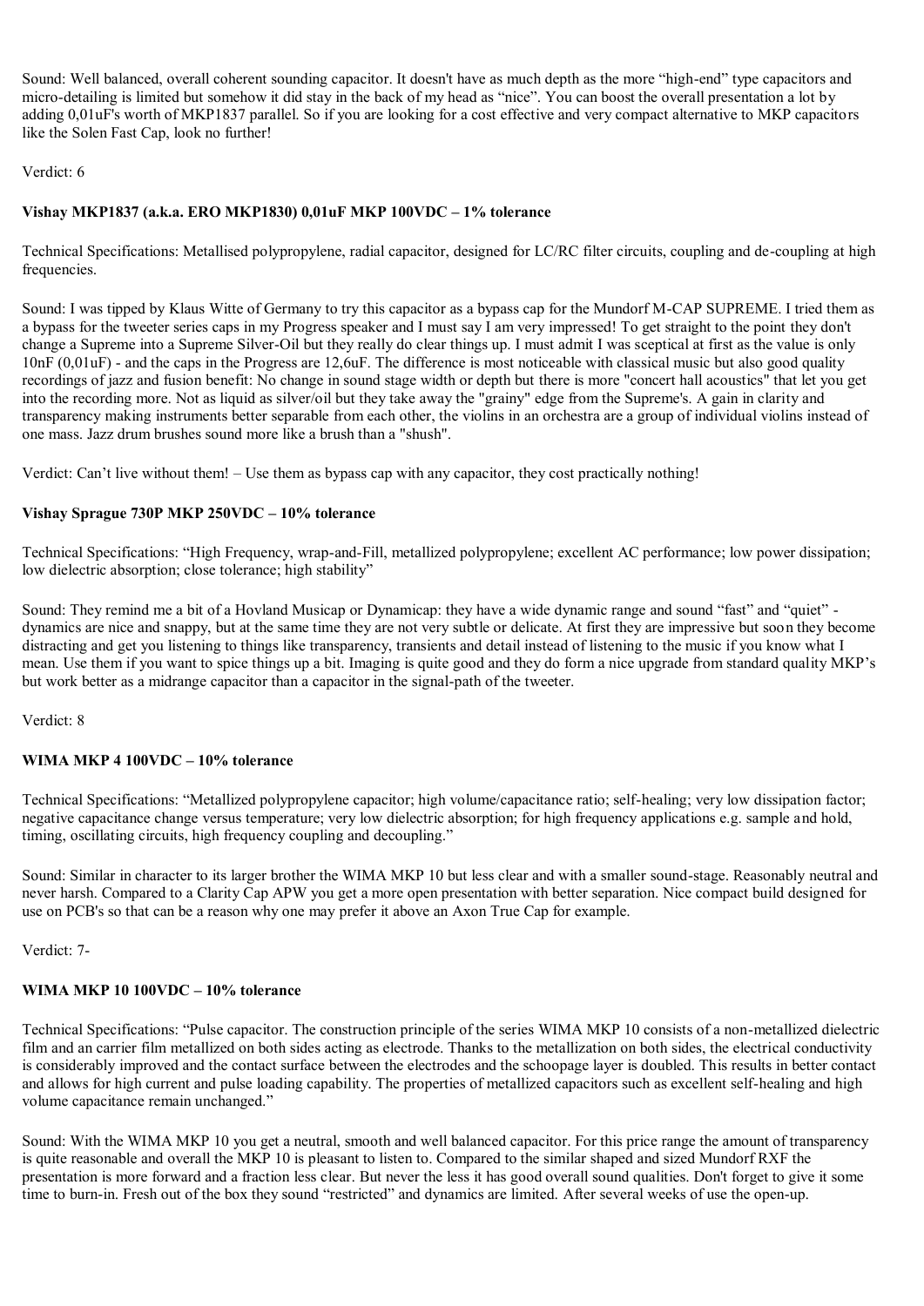Sound: Well balanced, overall coherent sounding capacitor. It doesn't have as much depth as the more "high-end" type capacitors and micro-detailing is limited but somehow it did stay in the back of my head as "nice". You can boost the overall presentation a lot by adding 0,01uF's worth of MKP1837 parallel. So if you are looking for a cost effective and very compact alternative to MKP capacitors like the Solen Fast Cap, look no further!

Verdict: 6

### Vishay MKP1837 (a.k.a. ERO MKP1830) 0,01uF MKP 100VDC – 1% tolerance

Technical Specifications: Metallised polypropylene, radial capacitor, designed for LC/RC filter circuits, coupling and de-coupling at high frequencies.

Sound: I was tipped by Klaus Witte of Germany to try this capacitor as a bypass cap for the Mundorf M-CAP SUPREME. I tried them as a bypass for the tweeter series caps in my Progress speaker and I must say I am very impressed! To get straight to the point they don't change a Supreme into a Supreme Silver-Oil but they really do clear things up. I must admit I was sceptical at first as the value is only 10nF (0,01uF) - and the caps in the Progress are 12,6uF. The difference is most noticeable with classical music but also good quality recordings of jazz and fusion benefit: No change in sound stage width or depth but there is more "concert hall acoustics" that let you get into the recording more. Not as liquid as silver/oil but they take away the "grainy" edge from the Supreme's. A gain in clarity and transparency making instruments better separable from each other, the violins in an orchestra are a group of individual violins instead of one mass. Jazz drum brushes sound more like a brush than a "shush".

Verdict: Can't live without them! – Use them as bypass cap with any capacitor, they cost practically nothing!

### Vishay Sprague 730P MKP 250VDC – 10% tolerance

Technical Specifications: "High Frequency, wrap-and-Fill, metallized polypropylene; excellent AC performance; low power dissipation; low dielectric absorption; close tolerance; high stability"

Sound: They remind me a bit of a Hovland Musicap or Dynamicap: they have a wide dynamic range and sound "fast" and "quiet" - dynamics are nice and snappy, but at the same time they are not very subtle or delicate. At first they are impressive but soon they become distracting and get you listening to things like transparency, transients and detail instead of listening to the music if you know what I mean. Use them if you want to spice things up a bit. Imaging is quite good and they do form a nice upgrade from standard quality MKP's but work better as a midrange capacitor than a capacitor in the signal-path of the tweeter.

Verdict: 8

### WIMA MKP 4 100VDC – 10% tolerance

Technical Specifications: "Metallized polypropylene capacitor; high volume/capacitance ratio; self-healing; very low dissipation factor; negative capacitance change versus temperature; very low dielectric absorption; for high frequency applications e.g. sample and hold, timing, oscillating circuits, high frequency coupling and decoupling."

Sound: Similar in character to its larger brother the WIMA MKP 10 but less clear and with a smaller sound-stage. Reasonably neutral and never harsh. Compared to a Clarity Cap APW you get a more open presentation with better separation. Nice compact build designed for use on PCB's so that can be a reason why one may prefer it above an Axon True Cap for example.

Verdict: 7-

### WIMA MKP 10 100VDC – 10% tolerance

Technical Specifications: "Pulse capacitor. The construction principle of the series WIMA MKP 10 consists of a non-metallized dielectric film and an carrier film metallized on both sides acting as electrode. Thanks to the metallization on both sides, the electrical conductivity is considerably improved and the contact surface between the electrodes and the schoopage layer is doubled. This results in better contact and allows for high current and pulse loading capability. The properties of metallized capacitors such as excellent self-healing and high volume capacitance remain unchanged."

Sound: With the WIMA MKP 10 you get a neutral, smooth and well balanced capacitor. For this price range the amount of transparency is quite reasonable and overall the MKP 10 is pleasant to listen to. Compared to the similar shaped and sized Mundorf RXF the presentation is more forward and a fraction less clear. But never the less it has good overall sound qualities. Don't forget to give it some time to burn-in. Fresh out of the box they sound "restricted" and dynamics are limited. After several weeks of use the open-up.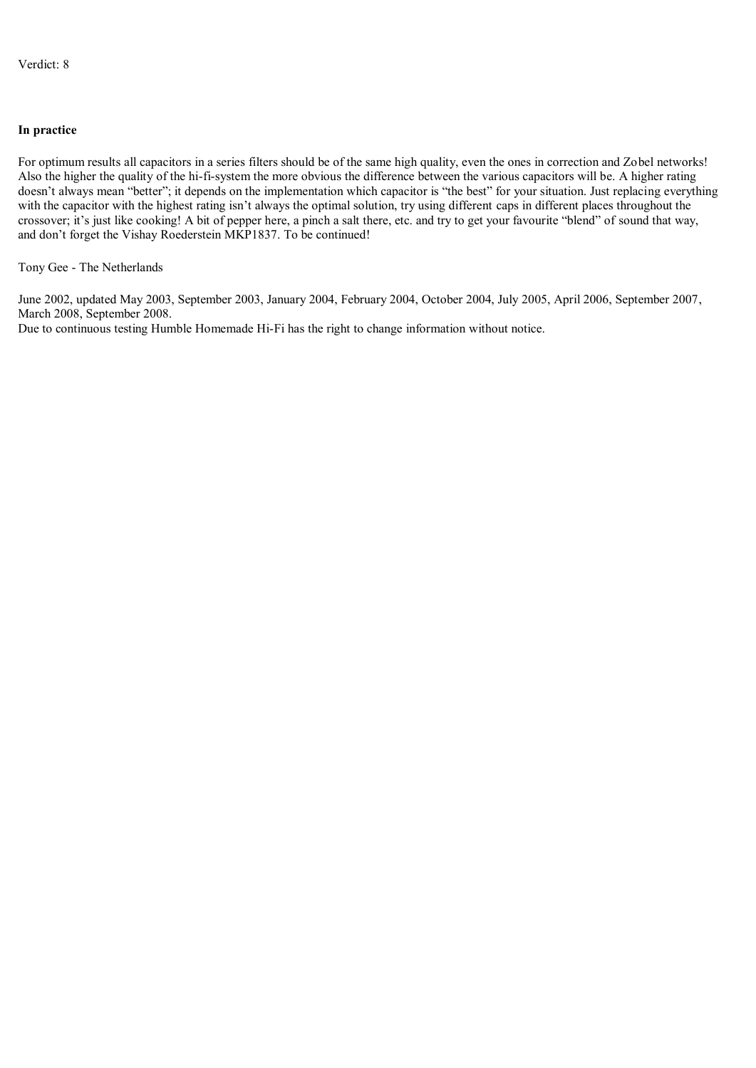Verdict: 8

**In practice**

For optimum results all capacitors in a series filters should be of the same high quality, even the ones in correction and Zobel networks! Also the higher the quality of the hi-fi-system the more obvious the difference between the various capacitors will be. A higher rating doesn't always mean "better"; it depends on the implementation which capacitor is "the best" for your situation. Just replacing everything with the capacitor with the highest rating isn't always the optimal solution, try using different caps in different places throughout the crossover; it's just like cooking! A bit of pepper here, a pinch a salt there, etc. and try to get your favourite "blend" of sound that way, and don't forget the Vishay Roederstein MKP1837. To be continued!

Tony Gee - The Netherlands

June 2002, updated May 2003, September 2003, January 2004, February 2004, October 2004, July 2005, April 2006, September 2007, March 2008, September 2008.
Due to continuous testing Humble Homemade Hi-Fi has the right to change information without notice.